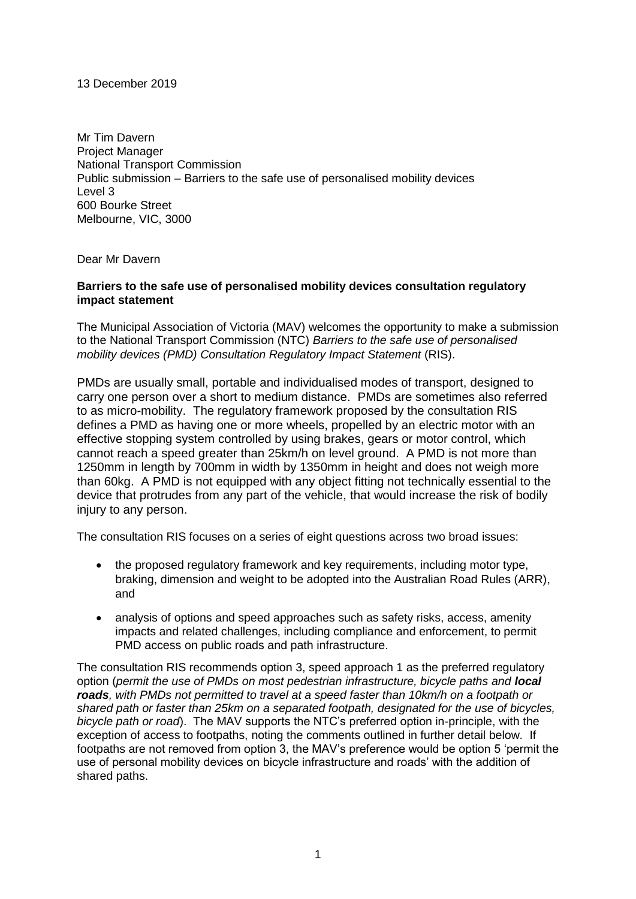13 December 2019

Mr Tim Davern
Project Manager
National Transport Commission
Public submission – Barriers to the safe use of personalised mobility devices
Level 3
600 Bourke Street
Melbourne, VIC, 3000

Dear Mr Davern

**Barriers to the safe use of personalised mobility devices consultation regulatory impact statement**

The Municipal Association of Victoria (MAV) welcomes the opportunity to make a submission to the National Transport Commission (NTC) *Barriers to the safe use of personalised mobility devices (PMD) Consultation Regulatory Impact Statement* (RIS).

PMDs are usually small, portable and individualised modes of transport, designed to carry one person over a short to medium distance. PMDs are sometimes also referred to as micro-mobility. The regulatory framework proposed by the consultation RIS defines a PMD as having one or more wheels, propelled by an electric motor with an effective stopping system controlled by using brakes, gears or motor control, which cannot reach a speed greater than 25km/h on level ground. A PMD is not more than 1250mm in length by 700mm in width by 1350mm in height and does not weigh more than 60kg. A PMD is not equipped with any object fitting not technically essential to the device that protrudes from any part of the vehicle, that would increase the risk of bodily injury to any person.

The consultation RIS focuses on a series of eight questions across two broad issues:

- the proposed regulatory framework and key requirements, including motor type, braking, dimension and weight to be adopted into the Australian Road Rules (ARR), and
- analysis of options and speed approaches such as safety risks, access, amenity impacts and related challenges, including compliance and enforcement, to permit PMD access on public roads and path infrastructure.

The consultation RIS recommends option 3, speed approach 1 as the preferred regulatory option (*permit the use of PMDs on most pedestrian infrastructure, bicycle paths and* ***local roads****, with PMDs not permitted to travel at a speed faster than 10km/h on a footpath or shared path or faster than 25km on a separated footpath, designated for the use of bicycles, bicycle path or road*). The MAV supports the NTC's preferred option in-principle, with the exception of access to footpaths, noting the comments outlined in further detail below. If footpaths are not removed from option 3, the MAV's preference would be option 5 'permit the use of personal mobility devices on bicycle infrastructure and roads' with the addition of shared paths.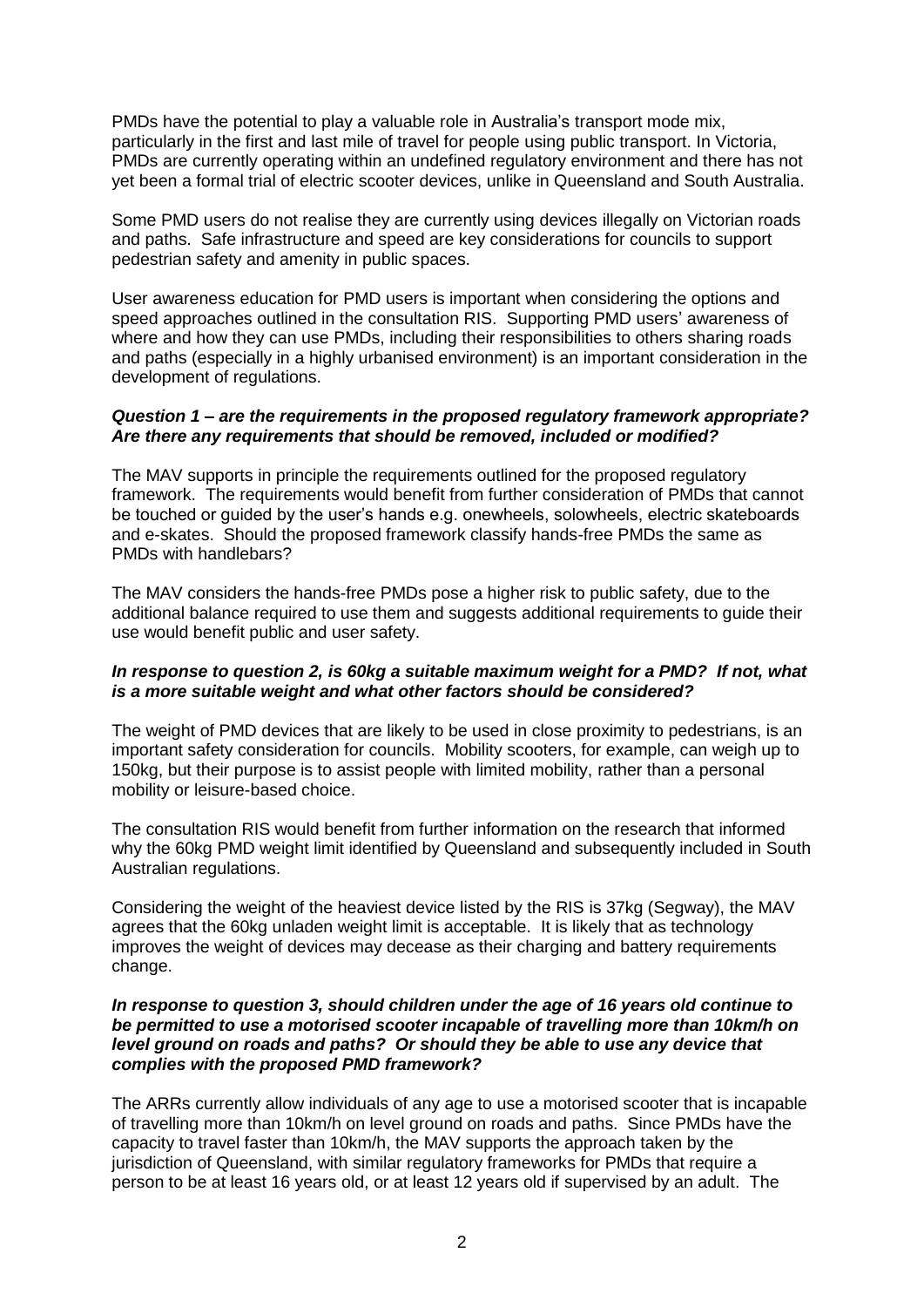PMDs have the potential to play a valuable role in Australia's transport mode mix, particularly in the first and last mile of travel for people using public transport. In Victoria, PMDs are currently operating within an undefined regulatory environment and there has not yet been a formal trial of electric scooter devices, unlike in Queensland and South Australia.

Some PMD users do not realise they are currently using devices illegally on Victorian roads and paths. Safe infrastructure and speed are key considerations for councils to support pedestrian safety and amenity in public spaces.

User awareness education for PMD users is important when considering the options and speed approaches outlined in the consultation RIS. Supporting PMD users' awareness of where and how they can use PMDs, including their responsibilities to others sharing roads and paths (especially in a highly urbanised environment) is an important consideration in the development of regulations.

***Question 1 – are the requirements in the proposed regulatory framework appropriate? Are there any requirements that should be removed, included or modified?***

The MAV supports in principle the requirements outlined for the proposed regulatory framework. The requirements would benefit from further consideration of PMDs that cannot be touched or guided by the user's hands e.g. onewheels, solowheels, electric skateboards and e-skates. Should the proposed framework classify hands-free PMDs the same as PMDs with handlebars?

The MAV considers the hands-free PMDs pose a higher risk to public safety, due to the additional balance required to use them and suggests additional requirements to guide their use would benefit public and user safety.

***In response to question 2, is 60kg a suitable maximum weight for a PMD? If not, what is a more suitable weight and what other factors should be considered?***

The weight of PMD devices that are likely to be used in close proximity to pedestrians, is an important safety consideration for councils. Mobility scooters, for example, can weigh up to 150kg, but their purpose is to assist people with limited mobility, rather than a personal mobility or leisure-based choice.

The consultation RIS would benefit from further information on the research that informed why the 60kg PMD weight limit identified by Queensland and subsequently included in South Australian regulations.

Considering the weight of the heaviest device listed by the RIS is 37kg (Segway), the MAV agrees that the 60kg unladen weight limit is acceptable. It is likely that as technology improves the weight of devices may decease as their charging and battery requirements change.

***In response to question 3, should children under the age of 16 years old continue to be permitted to use a motorised scooter incapable of travelling more than 10km/h on level ground on roads and paths? Or should they be able to use any device that complies with the proposed PMD framework?***

The ARRs currently allow individuals of any age to use a motorised scooter that is incapable of travelling more than 10km/h on level ground on roads and paths. Since PMDs have the capacity to travel faster than 10km/h, the MAV supports the approach taken by the jurisdiction of Queensland, with similar regulatory frameworks for PMDs that require a person to be at least 16 years old, or at least 12 years old if supervised by an adult. The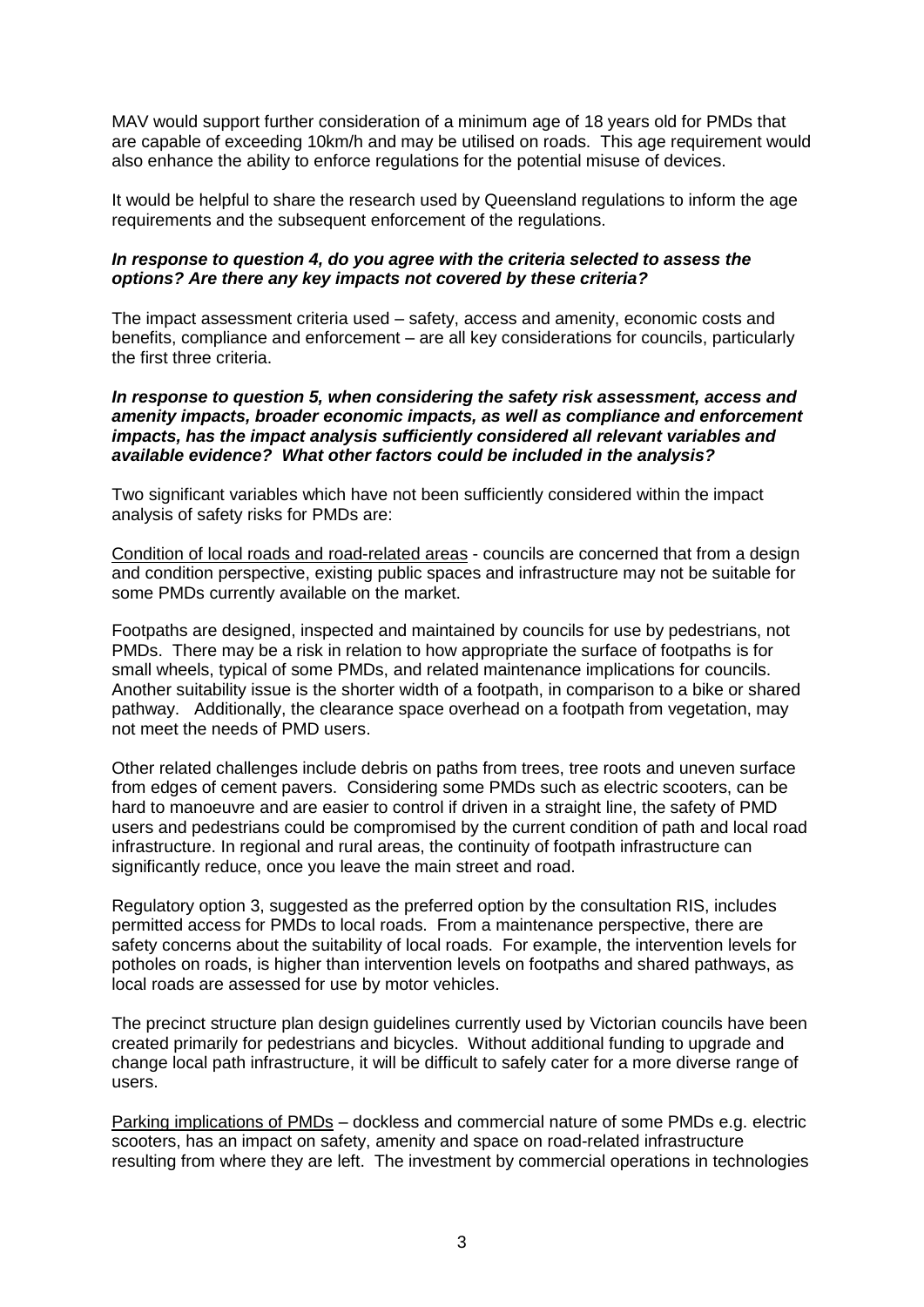MAV would support further consideration of a minimum age of 18 years old for PMDs that are capable of exceeding 10km/h and may be utilised on roads. This age requirement would also enhance the ability to enforce regulations for the potential misuse of devices.

It would be helpful to share the research used by Queensland regulations to inform the age requirements and the subsequent enforcement of the regulations.

***In response to question 4, do you agree with the criteria selected to assess the options? Are there any key impacts not covered by these criteria?***

The impact assessment criteria used – safety, access and amenity, economic costs and benefits, compliance and enforcement – are all key considerations for councils, particularly the first three criteria.

***In response to question 5, when considering the safety risk assessment, access and amenity impacts, broader economic impacts, as well as compliance and enforcement impacts, has the impact analysis sufficiently considered all relevant variables and available evidence? What other factors could be included in the analysis?***

Two significant variables which have not been sufficiently considered within the impact analysis of safety risks for PMDs are:

<u>Condition of local roads and road-related areas</u> - councils are concerned that from a design and condition perspective, existing public spaces and infrastructure may not be suitable for some PMDs currently available on the market.

Footpaths are designed, inspected and maintained by councils for use by pedestrians, not PMDs. There may be a risk in relation to how appropriate the surface of footpaths is for small wheels, typical of some PMDs, and related maintenance implications for councils. Another suitability issue is the shorter width of a footpath, in comparison to a bike or shared pathway. Additionally, the clearance space overhead on a footpath from vegetation, may not meet the needs of PMD users.

Other related challenges include debris on paths from trees, tree roots and uneven surface from edges of cement pavers. Considering some PMDs such as electric scooters, can be hard to manoeuvre and are easier to control if driven in a straight line, the safety of PMD users and pedestrians could be compromised by the current condition of path and local road infrastructure. In regional and rural areas, the continuity of footpath infrastructure can significantly reduce, once you leave the main street and road.

Regulatory option 3, suggested as the preferred option by the consultation RIS, includes permitted access for PMDs to local roads. From a maintenance perspective, there are safety concerns about the suitability of local roads. For example, the intervention levels for potholes on roads, is higher than intervention levels on footpaths and shared pathways, as local roads are assessed for use by motor vehicles.

The precinct structure plan design guidelines currently used by Victorian councils have been created primarily for pedestrians and bicycles. Without additional funding to upgrade and change local path infrastructure, it will be difficult to safely cater for a more diverse range of users.

<u>Parking implications of PMDs</u> – dockless and commercial nature of some PMDs e.g. electric scooters, has an impact on safety, amenity and space on road-related infrastructure resulting from where they are left. The investment by commercial operations in technologies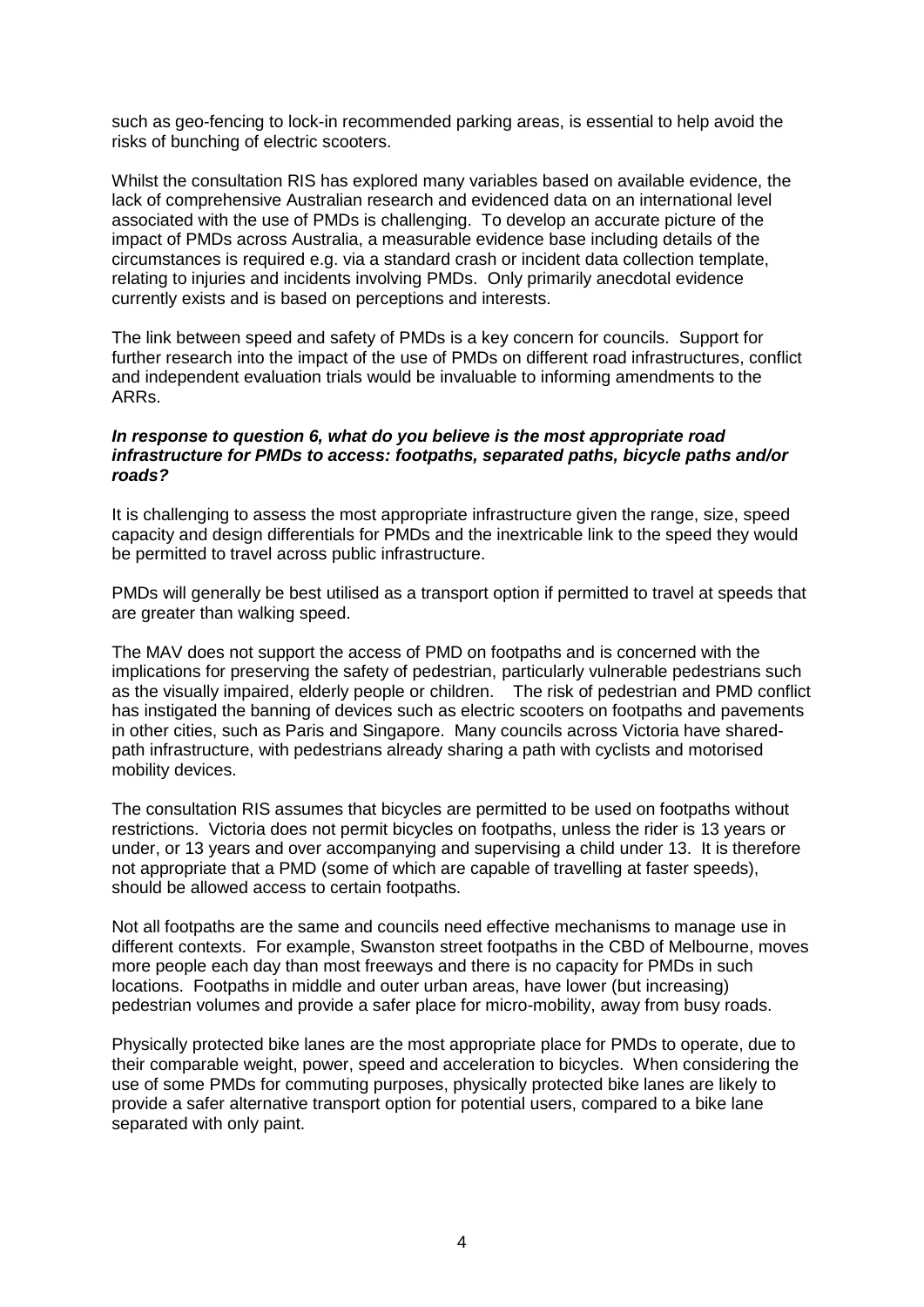such as geo-fencing to lock-in recommended parking areas, is essential to help avoid the risks of bunching of electric scooters.

Whilst the consultation RIS has explored many variables based on available evidence, the lack of comprehensive Australian research and evidenced data on an international level associated with the use of PMDs is challenging. To develop an accurate picture of the impact of PMDs across Australia, a measurable evidence base including details of the circumstances is required e.g. via a standard crash or incident data collection template, relating to injuries and incidents involving PMDs. Only primarily anecdotal evidence currently exists and is based on perceptions and interests.

The link between speed and safety of PMDs is a key concern for councils. Support for further research into the impact of the use of PMDs on different road infrastructures, conflict and independent evaluation trials would be invaluable to informing amendments to the ARRs.

***In response to question 6, what do you believe is the most appropriate road infrastructure for PMDs to access: footpaths, separated paths, bicycle paths and/or roads?***

It is challenging to assess the most appropriate infrastructure given the range, size, speed capacity and design differentials for PMDs and the inextricable link to the speed they would be permitted to travel across public infrastructure.

PMDs will generally be best utilised as a transport option if permitted to travel at speeds that are greater than walking speed.

The MAV does not support the access of PMD on footpaths and is concerned with the implications for preserving the safety of pedestrian, particularly vulnerable pedestrians such as the visually impaired, elderly people or children. The risk of pedestrian and PMD conflict has instigated the banning of devices such as electric scooters on footpaths and pavements in other cities, such as Paris and Singapore. Many councils across Victoria have shared-path infrastructure, with pedestrians already sharing a path with cyclists and motorised mobility devices.

The consultation RIS assumes that bicycles are permitted to be used on footpaths without restrictions. Victoria does not permit bicycles on footpaths, unless the rider is 13 years or under, or 13 years and over accompanying and supervising a child under 13. It is therefore not appropriate that a PMD (some of which are capable of travelling at faster speeds), should be allowed access to certain footpaths.

Not all footpaths are the same and councils need effective mechanisms to manage use in different contexts. For example, Swanston street footpaths in the CBD of Melbourne, moves more people each day than most freeways and there is no capacity for PMDs in such locations. Footpaths in middle and outer urban areas, have lower (but increasing) pedestrian volumes and provide a safer place for micro-mobility, away from busy roads.

Physically protected bike lanes are the most appropriate place for PMDs to operate, due to their comparable weight, power, speed and acceleration to bicycles. When considering the use of some PMDs for commuting purposes, physically protected bike lanes are likely to provide a safer alternative transport option for potential users, compared to a bike lane separated with only paint.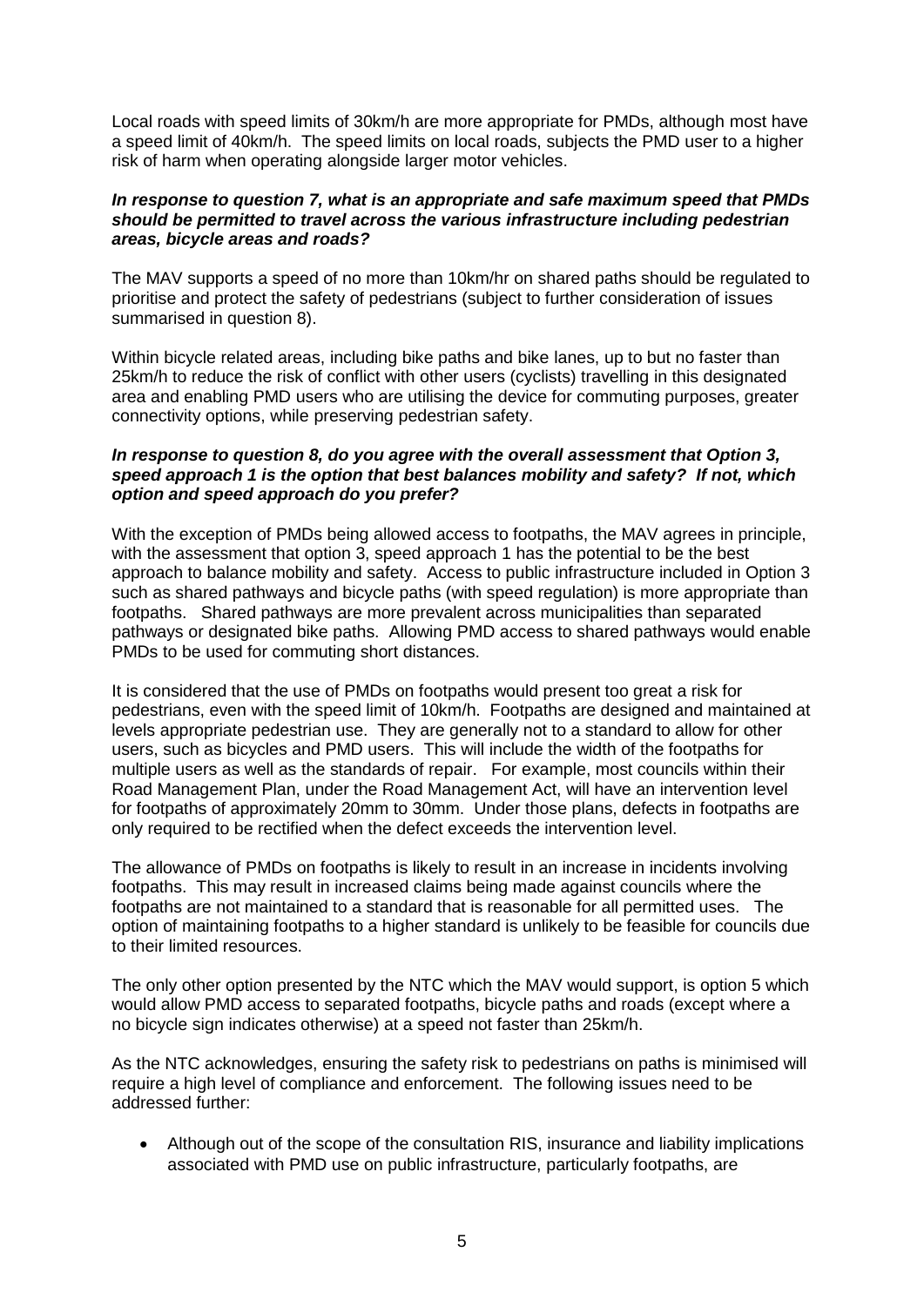Local roads with speed limits of 30km/h are more appropriate for PMDs, although most have a speed limit of 40km/h. The speed limits on local roads, subjects the PMD user to a higher risk of harm when operating alongside larger motor vehicles.

***In response to question 7, what is an appropriate and safe maximum speed that PMDs should be permitted to travel across the various infrastructure including pedestrian areas, bicycle areas and roads?***

The MAV supports a speed of no more than 10km/hr on shared paths should be regulated to prioritise and protect the safety of pedestrians (subject to further consideration of issues summarised in question 8).

Within bicycle related areas, including bike paths and bike lanes, up to but no faster than 25km/h to reduce the risk of conflict with other users (cyclists) travelling in this designated area and enabling PMD users who are utilising the device for commuting purposes, greater connectivity options, while preserving pedestrian safety.

***In response to question 8, do you agree with the overall assessment that Option 3, speed approach 1 is the option that best balances mobility and safety? If not, which option and speed approach do you prefer?***

With the exception of PMDs being allowed access to footpaths, the MAV agrees in principle, with the assessment that option 3, speed approach 1 has the potential to be the best approach to balance mobility and safety. Access to public infrastructure included in Option 3 such as shared pathways and bicycle paths (with speed regulation) is more appropriate than footpaths. Shared pathways are more prevalent across municipalities than separated pathways or designated bike paths. Allowing PMD access to shared pathways would enable PMDs to be used for commuting short distances.

It is considered that the use of PMDs on footpaths would present too great a risk for pedestrians, even with the speed limit of 10km/h. Footpaths are designed and maintained at levels appropriate pedestrian use. They are generally not to a standard to allow for other users, such as bicycles and PMD users. This will include the width of the footpaths for multiple users as well as the standards of repair. For example, most councils within their Road Management Plan, under the Road Management Act, will have an intervention level for footpaths of approximately 20mm to 30mm. Under those plans, defects in footpaths are only required to be rectified when the defect exceeds the intervention level.

The allowance of PMDs on footpaths is likely to result in an increase in incidents involving footpaths. This may result in increased claims being made against councils where the footpaths are not maintained to a standard that is reasonable for all permitted uses. The option of maintaining footpaths to a higher standard is unlikely to be feasible for councils due to their limited resources.

The only other option presented by the NTC which the MAV would support, is option 5 which would allow PMD access to separated footpaths, bicycle paths and roads (except where a no bicycle sign indicates otherwise) at a speed not faster than 25km/h.

As the NTC acknowledges, ensuring the safety risk to pedestrians on paths is minimised will require a high level of compliance and enforcement. The following issues need to be addressed further:

- Although out of the scope of the consultation RIS, insurance and liability implications associated with PMD use on public infrastructure, particularly footpaths, are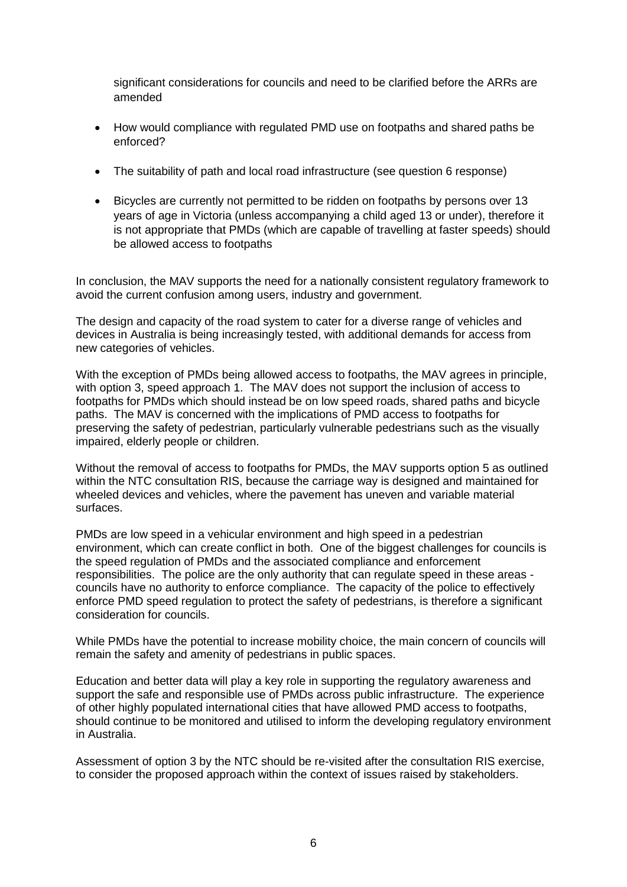significant considerations for councils and need to be clarified before the ARRs are amended

- How would compliance with regulated PMD use on footpaths and shared paths be enforced?
- The suitability of path and local road infrastructure (see question 6 response)
- Bicycles are currently not permitted to be ridden on footpaths by persons over 13 years of age in Victoria (unless accompanying a child aged 13 or under), therefore it is not appropriate that PMDs (which are capable of travelling at faster speeds) should be allowed access to footpaths

In conclusion, the MAV supports the need for a nationally consistent regulatory framework to avoid the current confusion among users, industry and government.

The design and capacity of the road system to cater for a diverse range of vehicles and devices in Australia is being increasingly tested, with additional demands for access from new categories of vehicles.

With the exception of PMDs being allowed access to footpaths, the MAV agrees in principle, with option 3, speed approach 1. The MAV does not support the inclusion of access to footpaths for PMDs which should instead be on low speed roads, shared paths and bicycle paths. The MAV is concerned with the implications of PMD access to footpaths for preserving the safety of pedestrian, particularly vulnerable pedestrians such as the visually impaired, elderly people or children.

Without the removal of access to footpaths for PMDs, the MAV supports option 5 as outlined within the NTC consultation RIS, because the carriage way is designed and maintained for wheeled devices and vehicles, where the pavement has uneven and variable material surfaces.

PMDs are low speed in a vehicular environment and high speed in a pedestrian environment, which can create conflict in both. One of the biggest challenges for councils is the speed regulation of PMDs and the associated compliance and enforcement responsibilities. The police are the only authority that can regulate speed in these areas - councils have no authority to enforce compliance. The capacity of the police to effectively enforce PMD speed regulation to protect the safety of pedestrians, is therefore a significant consideration for councils.

While PMDs have the potential to increase mobility choice, the main concern of councils will remain the safety and amenity of pedestrians in public spaces.

Education and better data will play a key role in supporting the regulatory awareness and support the safe and responsible use of PMDs across public infrastructure. The experience of other highly populated international cities that have allowed PMD access to footpaths, should continue to be monitored and utilised to inform the developing regulatory environment in Australia.

Assessment of option 3 by the NTC should be re-visited after the consultation RIS exercise, to consider the proposed approach within the context of issues raised by stakeholders.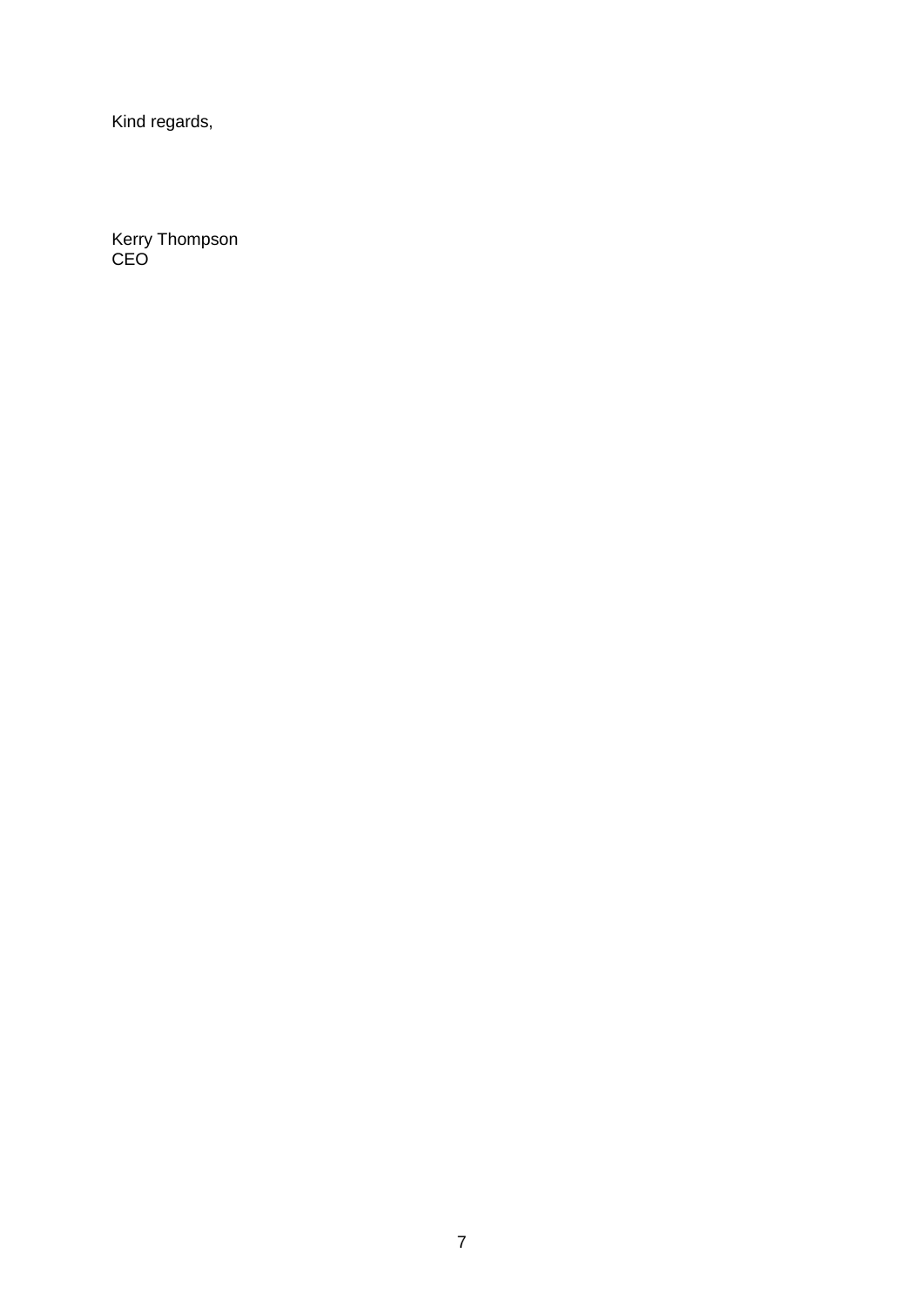Kind regards,

Kerry Thompson
CEO